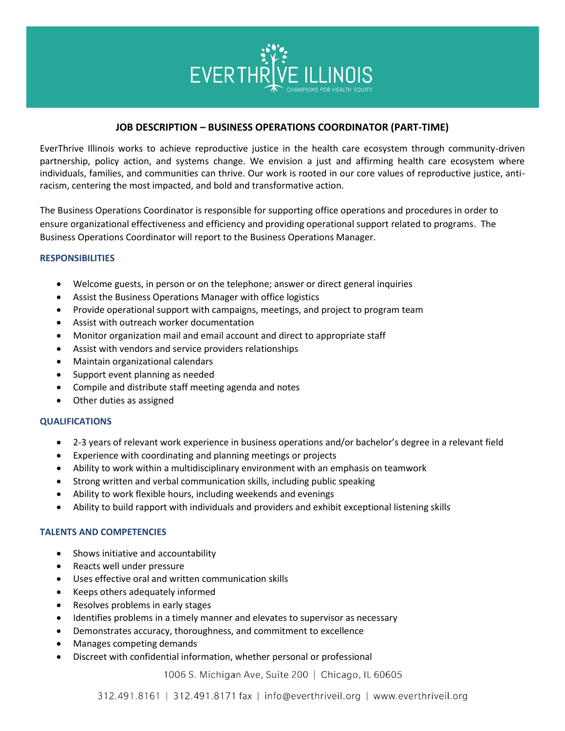# EVERTHRIVE ILLINOIS

CHAMPIONS FOR HEALTH EQUITY

## JOB DESCRIPTION – BUSINESS OPERATIONS COORDINATOR (PART-TIME)

EverThrive Illinois works to achieve reproductive justice in the health care ecosystem through community-driven partnership, policy action, and systems change. We envision a just and affirming health care ecosystem where individuals, families, and communities can thrive. Our work is rooted in our core values of reproductive justice, anti-racism, centering the most impacted, and bold and transformative action.

The Business Operations Coordinator is responsible for supporting office operations and procedures in order to ensure organizational effectiveness and efficiency and providing operational support related to programs. The Business Operations Coordinator will report to the Business Operations Manager.

### RESPONSIBILITIES

- Welcome guests, in person or on the telephone; answer or direct general inquiries
- Assist the Business Operations Manager with office logistics
- Provide operational support with campaigns, meetings, and project to program team
- Assist with outreach worker documentation
- Monitor organization mail and email account and direct to appropriate staff
- Assist with vendors and service providers relationships
- Maintain organizational calendars
- Support event planning as needed
- Compile and distribute staff meeting agenda and notes
- Other duties as assigned

### QUALIFICATIONS

- 2-3 years of relevant work experience in business operations and/or bachelor's degree in a relevant field
- Experience with coordinating and planning meetings or projects
- Ability to work within a multidisciplinary environment with an emphasis on teamwork
- Strong written and verbal communication skills, including public speaking
- Ability to work flexible hours, including weekends and evenings
- Ability to build rapport with individuals and providers and exhibit exceptional listening skills

### TALENTS AND COMPETENCIES

- Shows initiative and accountability
- Reacts well under pressure
- Uses effective oral and written communication skills
- Keeps others adequately informed
- Resolves problems in early stages
- Identifies problems in a timely manner and elevates to supervisor as necessary
- Demonstrates accuracy, thoroughness, and commitment to excellence
- Manages competing demands
- Discreet with confidential information, whether personal or professional

1006 S. Michigan Ave, Suite 200 | Chicago, IL 60605

312.491.8161 | 312.491.8171 fax | info@everthriveil.org | www.everthriveil.org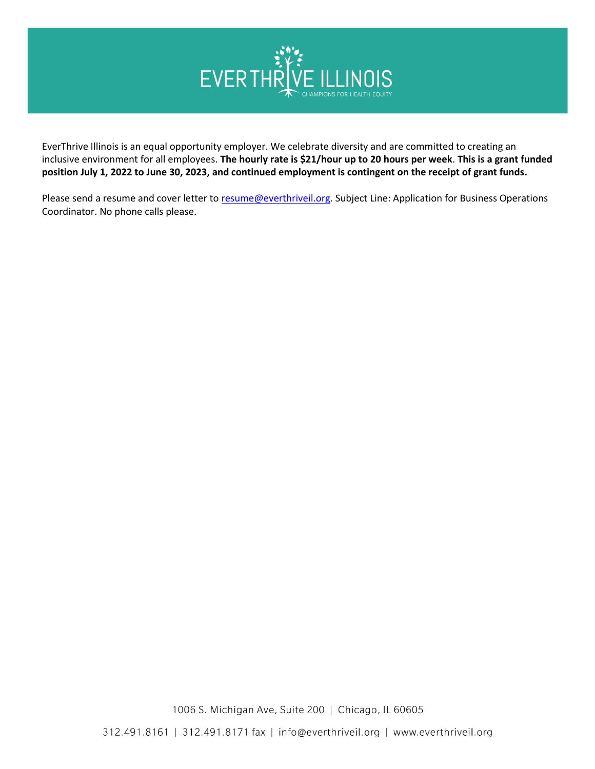EverThrive Illinois is an equal opportunity employer. We celebrate diversity and are committed to creating an inclusive environment for all employees. **The hourly rate is $21/hour up to 20 hours per week**. **This is a grant funded position July 1, 2022 to June 30, 2023, and continued employment is contingent on the receipt of grant funds.**

Please send a resume and cover letter to resume@everthriveil.org. Subject Line: Application for Business Operations Coordinator. No phone calls please.